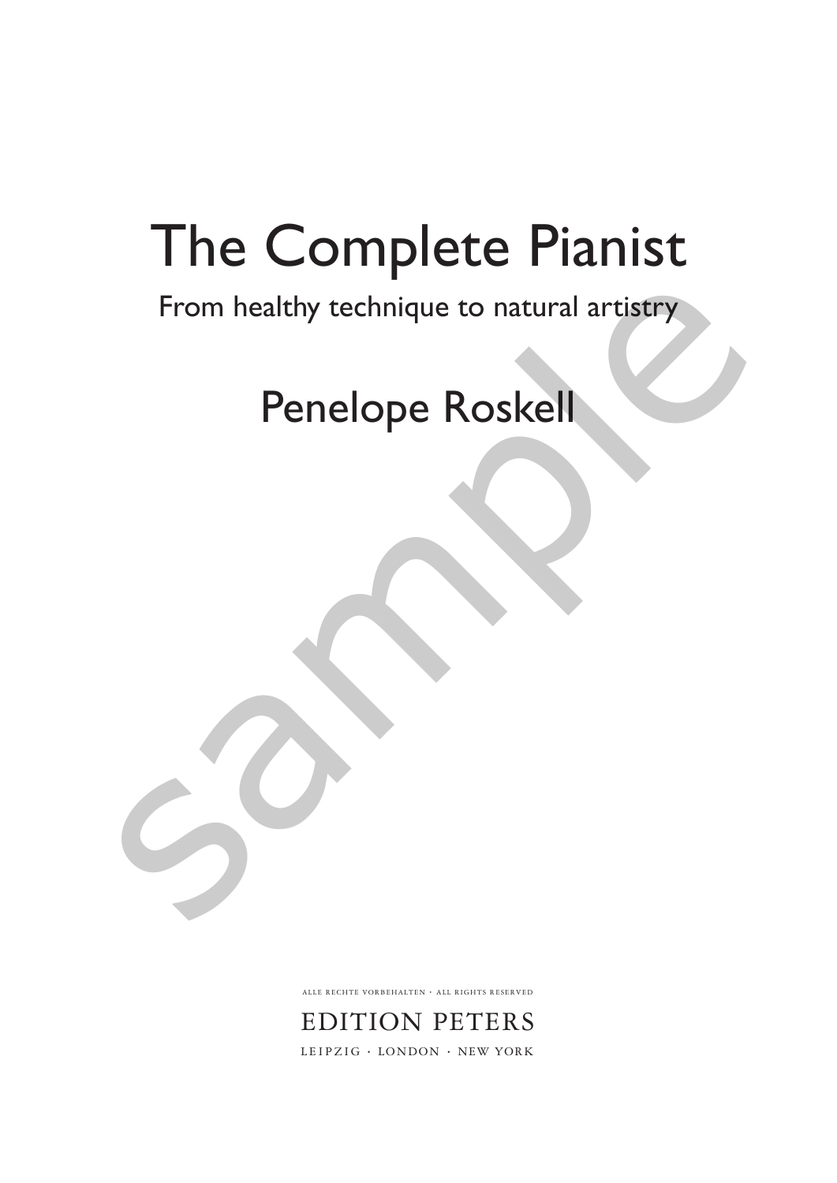# The Complete Pianist

From healthy technique to natural artistry

## Penelope Roskell

ALLE RECHTE VORBEHALTEN · ALL RIGHTS RESERVED

EDITION PETERS

LEIPZIG · LONDON · NEW YORK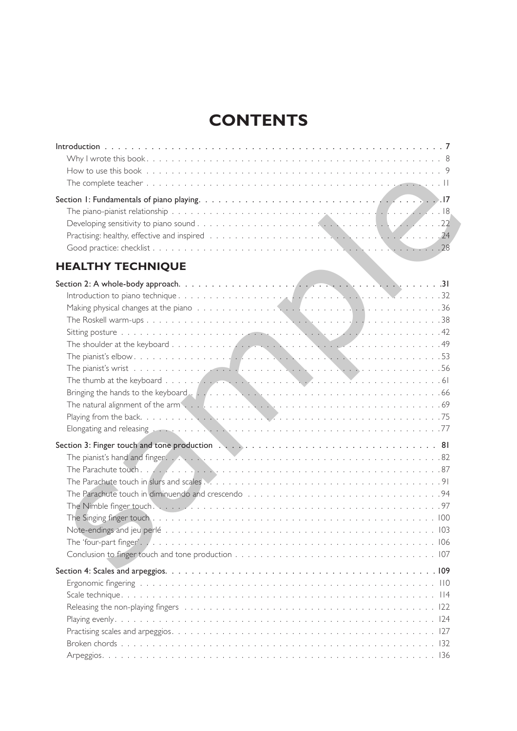# CONTENTS

Introduction . . . . . . . . . . 7
- Why I wrote this book . . . . . . . . . . 8
- How to use this book . . . . . . . . . . 9
- The complete teacher . . . . . . . . . . 11

Section 1: Fundamentals of piano playing . . . . . . . . . . 17
- The piano-pianist relationship . . . . . . . . . . 18
- Developing sensitivity to piano sound . . . . . . . . . . 22
- Practising: healthy, effective and inspired . . . . . . . . . . 24
- Good practice: checklist . . . . . . . . . . 28

## HEALTHY TECHNIQUE

Section 2: A whole-body approach . . . . . . . . . . 31
- Introduction to piano technique . . . . . . . . . . 32
- Making physical changes at the piano . . . . . . . . . . 36
- The Roskell warm-ups . . . . . . . . . . 38
- Sitting posture . . . . . . . . . . 42
- The shoulder at the keyboard . . . . . . . . . . 49
- The pianist's elbow . . . . . . . . . . 53
- The pianist's wrist . . . . . . . . . . 56
- The thumb at the keyboard . . . . . . . . . . 61
- Bringing the hands to the keyboard . . . . . . . . . . 66
- The natural alignment of the arm . . . . . . . . . . 69
- Playing from the back . . . . . . . . . . 75
- Elongating and releasing . . . . . . . . . . 77

Section 3: Finger touch and tone production . . . . . . . . . . 81
- The pianist's hand and finger . . . . . . . . . . 82
- The Parachute touch . . . . . . . . . . 87
- The Parachute touch in slurs and scales . . . . . . . . . . 91
- The Parachute touch in diminuendo and crescendo . . . . . . . . . . 94
- The Nimble finger touch . . . . . . . . . . 97
- The Singing finger touch . . . . . . . . . . 100
- Note-endings and jeu perlé . . . . . . . . . . 103
- The 'four-part finger' . . . . . . . . . . 106
- Conclusion to finger touch and tone production . . . . . . . . . . 107

Section 4: Scales and arpeggios . . . . . . . . . . 109
- Ergonomic fingering . . . . . . . . . . 110
- Scale technique . . . . . . . . . . 114
- Releasing the non-playing fingers . . . . . . . . . . 122
- Playing evenly . . . . . . . . . . 124
- Practising scales and arpeggios . . . . . . . . . . 127
- Broken chords . . . . . . . . . . 132
- Arpeggios . . . . . . . . . . 136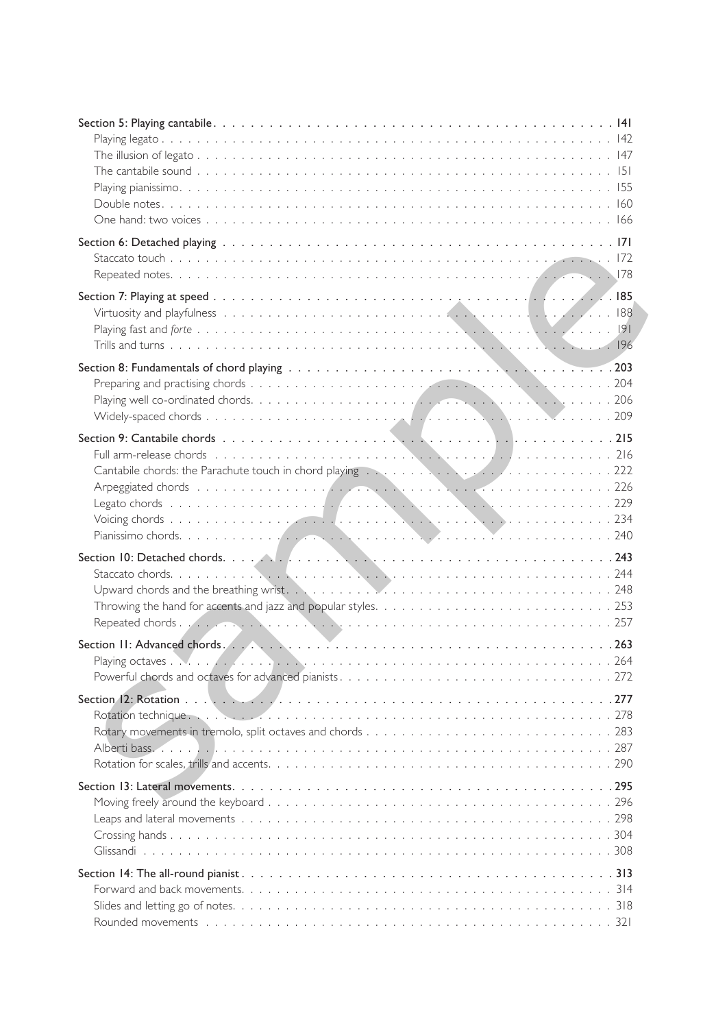**Section 5: Playing cantabile** . . . . . 141
- Playing legato . . . . . 142
- The illusion of legato . . . . . 147
- The cantabile sound . . . . . 151
- Playing pianissimo . . . . . 155
- Double notes . . . . . 160
- One hand: two voices . . . . . 166

**Section 6: Detached playing** . . . . . 171
- Staccato touch . . . . . 172
- Repeated notes . . . . . 178

**Section 7: Playing at speed** . . . . . 185
- Virtuosity and playfulness . . . . . 188
- Playing fast and *forte* . . . . . 191
- Trills and turns . . . . . 196

**Section 8: Fundamentals of chord playing** . . . . . 203
- Preparing and practising chords . . . . . 204
- Playing well co-ordinated chords . . . . . 206
- Widely-spaced chords . . . . . 209

**Section 9: Cantabile chords** . . . . . 215
- Full arm-release chords . . . . . 216
- Cantabile chords: the Parachute touch in chord playing . . . . . 222
- Arpeggiated chords . . . . . 226
- Legato chords . . . . . 229
- Voicing chords . . . . . 234
- Pianissimo chords . . . . . 240

**Section 10: Detached chords** . . . . . 243
- Staccato chords . . . . . 244
- Upward chords and the breathing wrist . . . . . 248
- Throwing the hand for accents and jazz and popular styles . . . . . 253
- Repeated chords . . . . . 257

**Section 11: Advanced chords** . . . . . 263
- Playing octaves . . . . . 264
- Powerful chords and octaves for advanced pianists . . . . . 272

**Section 12: Rotation** . . . . . 277
- Rotation technique . . . . . 278
- Rotary movements in tremolo, split octaves and chords . . . . . 283
- Alberti bass . . . . . 287
- Rotation for scales, trills and accents . . . . . 290

**Section 13: Lateral movements** . . . . . 295
- Moving freely around the keyboard . . . . . 296
- Leaps and lateral movements . . . . . 298
- Crossing hands . . . . . 304
- Glissandi . . . . . 308

**Section 14: The all-round pianist** . . . . . 313
- Forward and back movements . . . . . 314
- Slides and letting go of notes . . . . . 318
- Rounded movements . . . . . 321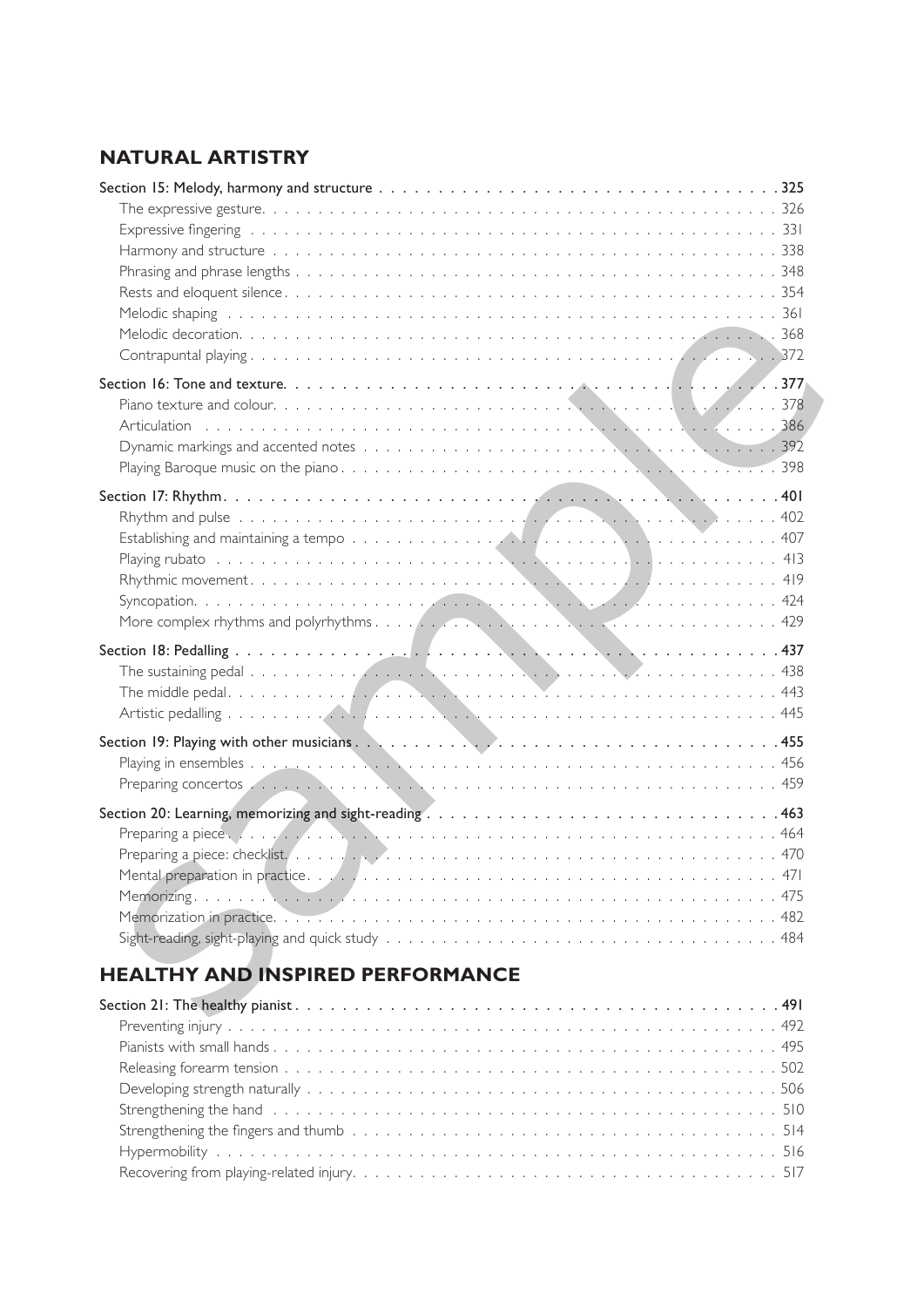## NATURAL ARTISTRY

**Section 15: Melody, harmony and structure ... 325**

- The expressive gesture ... 326
- Expressive fingering ... 331
- Harmony and structure ... 338
- Phrasing and phrase lengths ... 348
- Rests and eloquent silence ... 354
- Melodic shaping ... 361
- Melodic decoration ... 368
- Contrapuntal playing ... 372

**Section 16: Tone and texture ... 377**

- Piano texture and colour ... 378
- Articulation ... 386
- Dynamic markings and accented notes ... 392
- Playing Baroque music on the piano ... 398

**Section 17: Rhythm ... 401**

- Rhythm and pulse ... 402
- Establishing and maintaining a tempo ... 407
- Playing rubato ... 413
- Rhythmic movement ... 419
- Syncopation ... 424
- More complex rhythms and polyrhythms ... 429

**Section 18: Pedalling ... 437**

- The sustaining pedal ... 438
- The middle pedal ... 443
- Artistic pedalling ... 445

**Section 19: Playing with other musicians ... 455**

- Playing in ensembles ... 456
- Preparing concertos ... 459

**Section 20: Learning, memorizing and sight-reading ... 463**

- Preparing a piece ... 464
- Preparing a piece: checklist ... 470
- Mental preparation in practice ... 471
- Memorizing ... 475
- Memorization in practice ... 482
- Sight-reading, sight-playing and quick study ... 484

## HEALTHY AND INSPIRED PERFORMANCE

**Section 21: The healthy pianist ... 491**

- Preventing injury ... 492
- Pianists with small hands ... 495
- Releasing forearm tension ... 502
- Developing strength naturally ... 506
- Strengthening the hand ... 510
- Strengthening the fingers and thumb ... 514
- Hypermobility ... 516
- Recovering from playing-related injury ... 517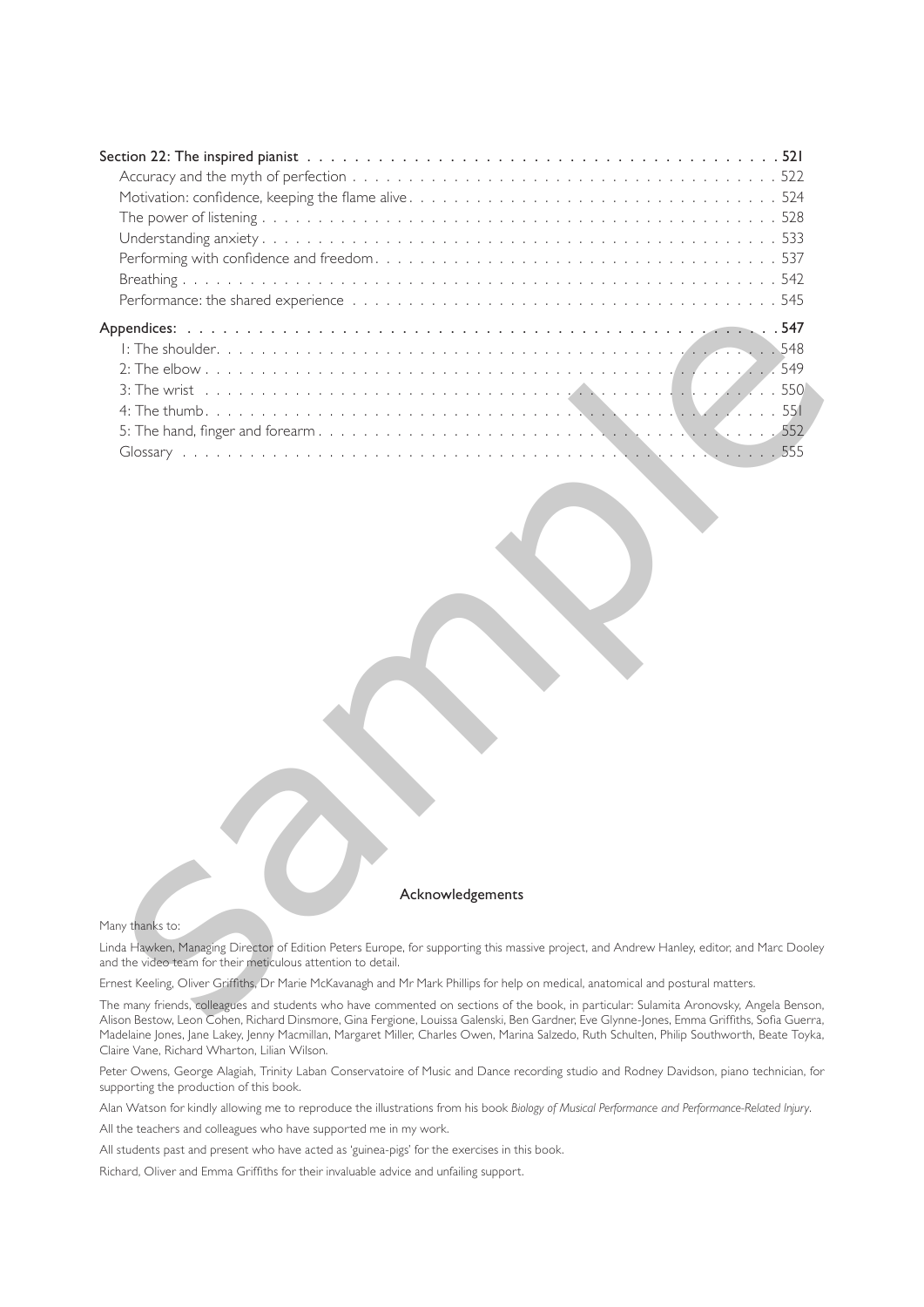**Section 22: The inspired pianist** . . . . . . . . . . . . . . . . . . . . . . . . . . . . . . . . . . . . . . . . . **521**

- Accuracy and the myth of perfection . . . . . . . . . . . . . . . . . . . . . . . . . . . . . . . . . . . 522
- Motivation: confidence, keeping the flame alive . . . . . . . . . . . . . . . . . . . . . . . . . . . . 524
- The power of listening . . . . . . . . . . . . . . . . . . . . . . . . . . . . . . . . . . . . . . . . . . . 528
- Understanding anxiety . . . . . . . . . . . . . . . . . . . . . . . . . . . . . . . . . . . . . . . . . . . 533
- Performing with confidence and freedom . . . . . . . . . . . . . . . . . . . . . . . . . . . . . . . . 537
- Breathing . . . . . . . . . . . . . . . . . . . . . . . . . . . . . . . . . . . . . . . . . . . . . . . . . 542
- Performance: the shared experience . . . . . . . . . . . . . . . . . . . . . . . . . . . . . . . . . . 545

**Appendices:** . . . . . . . . . . . . . . . . . . . . . . . . . . . . . . . . . . . . . . . . . . . . . . . . . **547**

- 1: The shoulder . . . . . . . . . . . . . . . . . . . . . . . . . . . . . . . . . . . . . . . . . . . . . 548
- 2: The elbow . . . . . . . . . . . . . . . . . . . . . . . . . . . . . . . . . . . . . . . . . . . . . . . 549
- 3: The wrist . . . . . . . . . . . . . . . . . . . . . . . . . . . . . . . . . . . . . . . . . . . . . . . 550
- 4: The thumb . . . . . . . . . . . . . . . . . . . . . . . . . . . . . . . . . . . . . . . . . . . . . . . 551
- 5: The hand, finger and forearm . . . . . . . . . . . . . . . . . . . . . . . . . . . . . . . . . . . . 552
- Glossary . . . . . . . . . . . . . . . . . . . . . . . . . . . . . . . . . . . . . . . . . . . . . . . . . 555

## Acknowledgements

Many thanks to:

Linda Hawken, Managing Director of Edition Peters Europe, for supporting this massive project, and Andrew Hanley, editor, and Marc Dooley and the video team for their meticulous attention to detail.

Ernest Keeling, Oliver Griffiths, Dr Marie McKavanagh and Mr Mark Phillips for help on medical, anatomical and postural matters.

The many friends, colleagues and students who have commented on sections of the book, in particular: Sulamita Aronovsky, Angela Benson, Alison Bestow, Leon Cohen, Richard Dinsmore, Gina Fergione, Louissa Galenski, Ben Gardner, Eve Glynne-Jones, Emma Griffiths, Sofia Guerra, Madelaine Jones, Jane Lakey, Jenny Macmillan, Margaret Miller, Charles Owen, Marina Salzedo, Ruth Schulten, Philip Southworth, Beate Toyka, Claire Vane, Richard Wharton, Lilian Wilson.

Peter Owens, George Alagiah, Trinity Laban Conservatoire of Music and Dance recording studio and Rodney Davidson, piano technician, for supporting the production of this book.

Alan Watson for kindly allowing me to reproduce the illustrations from his book *Biology of Musical Performance and Performance-Related Injury*.

All the teachers and colleagues who have supported me in my work.

All students past and present who have acted as 'guinea-pigs' for the exercises in this book.

Richard, Oliver and Emma Griffiths for their invaluable advice and unfailing support.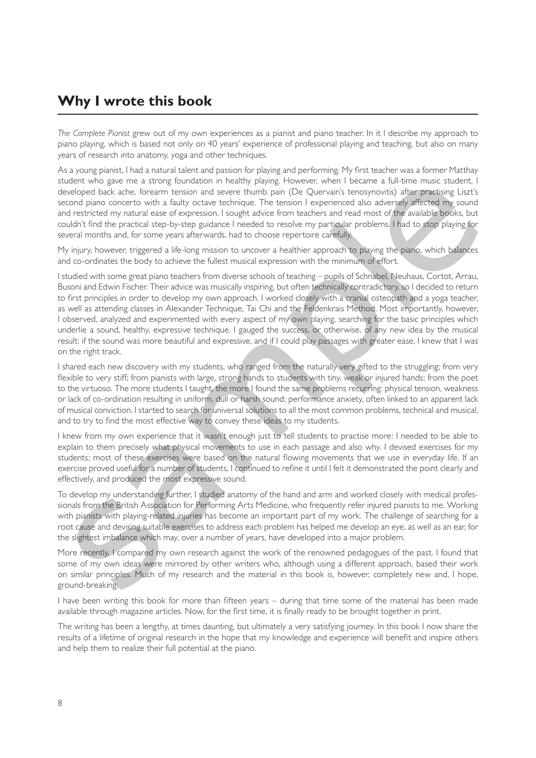## Why I wrote this book

*The Complete Pianist* grew out of my own experiences as a pianist and piano teacher. In it I describe my approach to piano playing, which is based not only on 40 years' experience of professional playing and teaching, but also on many years of research into anatomy, yoga and other techniques.

As a young pianist, I had a natural talent and passion for playing and performing. My first teacher was a former Matthay student who gave me a strong foundation in healthy playing. However, when I became a full-time music student, I developed back ache, forearm tension and severe thumb pain (De Quervain's tenosynovitis) after practising Liszt's second piano concerto with a faulty octave technique. The tension I experienced also adversely affected my sound and restricted my natural ease of expression. I sought advice from teachers and read most of the available books, but couldn't find the practical step-by-step guidance I needed to resolve my particular problems. I had to stop playing for several months and, for some years afterwards, had to choose repertoire carefully.

My injury, however, triggered a life-long mission to uncover a healthier approach to playing the piano, which balances and co-ordinates the body to achieve the fullest musical expression with the minimum of effort.

I studied with some great piano teachers from diverse schools of teaching – pupils of Schnabel, Neuhaus, Cortot, Arrau, Busoni and Edwin Fischer. Their advice was musically inspiring, but often technically contradictory, so I decided to return to first principles in order to develop my own approach. I worked closely with a cranial osteopath and a yoga teacher, as well as attending classes in Alexander Technique, Tai Chi and the Feldenkrais Method. Most importantly, however, I observed, analyzed and experimented with every aspect of my own playing, searching for the basic principles which underlie a sound, healthy, expressive technique. I gauged the success, or otherwise, of any new idea by the musical result: if the sound was more beautiful and expressive, and if I could play passages with greater ease, I knew that I was on the right track.

I shared each new discovery with my students, who ranged from the naturally very gifted to the struggling; from very flexible to very stiff; from pianists with large, strong hands to students with tiny, weak or injured hands; from the poet to the virtuoso. The more students I taught, the more I found the same problems recurring: physical tension, weakness or lack of co-ordination resulting in uniform, dull or harsh sound; performance anxiety, often linked to an apparent lack of musical conviction. I started to search for universal solutions to all the most common problems, technical and musical, and to try to find the most effective way to convey these ideas to my students.

I knew from my own experience that it wasn't enough just to tell students to practise more: I needed to be able to explain to them precisely what physical movements to use in each passage and also why. I devised exercises for my students; most of these exercises were based on the natural flowing movements that we use in everyday life. If an exercise proved useful for a number of students, I continued to refine it until I felt it demonstrated the point clearly and effectively, and produced the most expressive sound.

To develop my understanding further, I studied anatomy of the hand and arm and worked closely with medical professionals from the British Association for Performing Arts Medicine, who frequently refer injured pianists to me. Working with pianists with playing-related injuries has become an important part of my work. The challenge of searching for a root cause and devising suitable exercises to address each problem has helped me develop an eye, as well as an ear, for the slightest imbalance which may, over a number of years, have developed into a major problem.

More recently, I compared my own research against the work of the renowned pedagogues of the past. I found that some of my own ideas were mirrored by other writers who, although using a different approach, based their work on similar principles. Much of my research and the material in this book is, however, completely new and, I hope, ground-breaking.

I have been writing this book for more than fifteen years – during that time some of the material has been made available through magazine articles. Now, for the first time, it is finally ready to be brought together in print.

The writing has been a lengthy, at times daunting, but ultimately a very satisfying journey. In this book I now share the results of a lifetime of original research in the hope that my knowledge and experience will benefit and inspire others and help them to realize their full potential at the piano.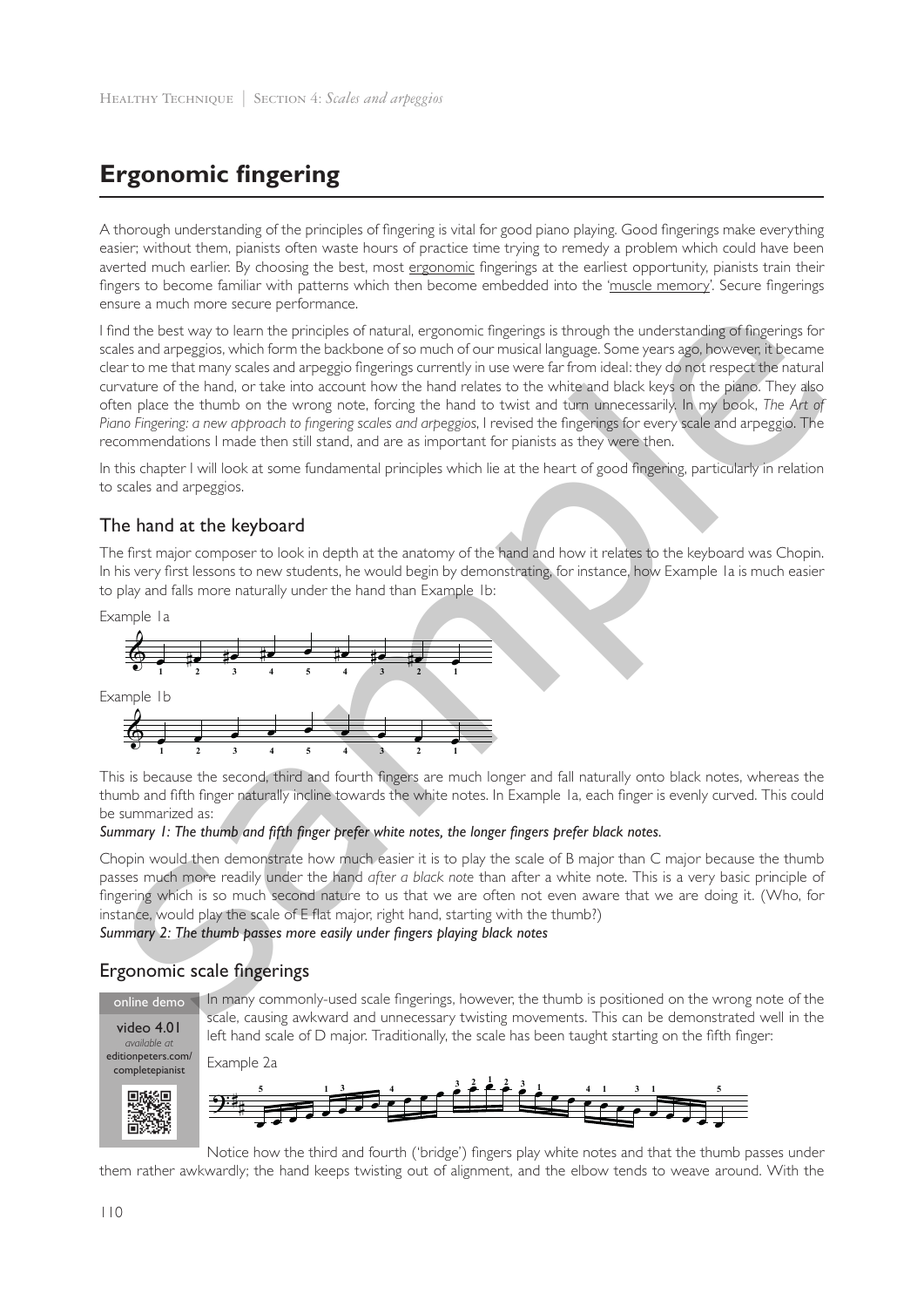# Ergonomic fingering

A thorough understanding of the principles of fingering is vital for good piano playing. Good fingerings make everything easier; without them, pianists often waste hours of practice time trying to remedy a problem which could have been averted much earlier. By choosing the best, most ergonomic fingerings at the earliest opportunity, pianists train their fingers to become familiar with patterns which then become embedded into the 'muscle memory'. Secure fingerings ensure a much more secure performance.

I find the best way to learn the principles of natural, ergonomic fingerings is through the understanding of fingerings for scales and arpeggios, which form the backbone of so much of our musical language. Some years ago, however, it became clear to me that many scales and arpeggio fingerings currently in use were far from ideal: they do not respect the natural curvature of the hand, or take into account how the hand relates to the white and black keys on the piano. They also often place the thumb on the wrong note, forcing the hand to twist and turn unnecessarily. In my book, *The Art of Piano Fingering: a new approach to fingering scales and arpeggios*, I revised the fingerings for every scale and arpeggio. The recommendations I made then still stand, and are as important for pianists as they were then.

In this chapter I will look at some fundamental principles which lie at the heart of good fingering, particularly in relation to scales and arpeggios.

## The hand at the keyboard

The first major composer to look in depth at the anatomy of the hand and how it relates to the keyboard was Chopin. In his very first lessons to new students, he would begin by demonstrating, for instance, how Example 1a is much easier to play and falls more naturally under the hand than Example 1b:

Example 1a

Example 1b

This is because the second, third and fourth fingers are much longer and fall naturally onto black notes, whereas the thumb and fifth finger naturally incline towards the white notes. In Example 1a, each finger is evenly curved. This could be summarized as:

***Summary 1: The thumb and fifth finger prefer white notes, the longer fingers prefer black notes.***

Chopin would then demonstrate how much easier it is to play the scale of B major than C major because the thumb passes much more readily under the hand *after a black note* than after a white note. This is a very basic principle of fingering which is so much second nature to us that we are often not even aware that we are doing it. (Who, for instance, would play the scale of E flat major, right hand, starting with the thumb?)

***Summary 2: The thumb passes more easily under fingers playing black notes***

## Ergonomic scale fingerings

online demo
video 4.01
*available at*
editionpeters.com/completepianist

In many commonly-used scale fingerings, however, the thumb is positioned on the wrong note of the scale, causing awkward and unnecessary twisting movements. This can be demonstrated well in the left hand scale of D major. Traditionally, the scale has been taught starting on the fifth finger:

Example 2a

Notice how the third and fourth ('bridge') fingers play white notes and that the thumb passes under them rather awkwardly; the hand keeps twisting out of alignment, and the elbow tends to weave around. With the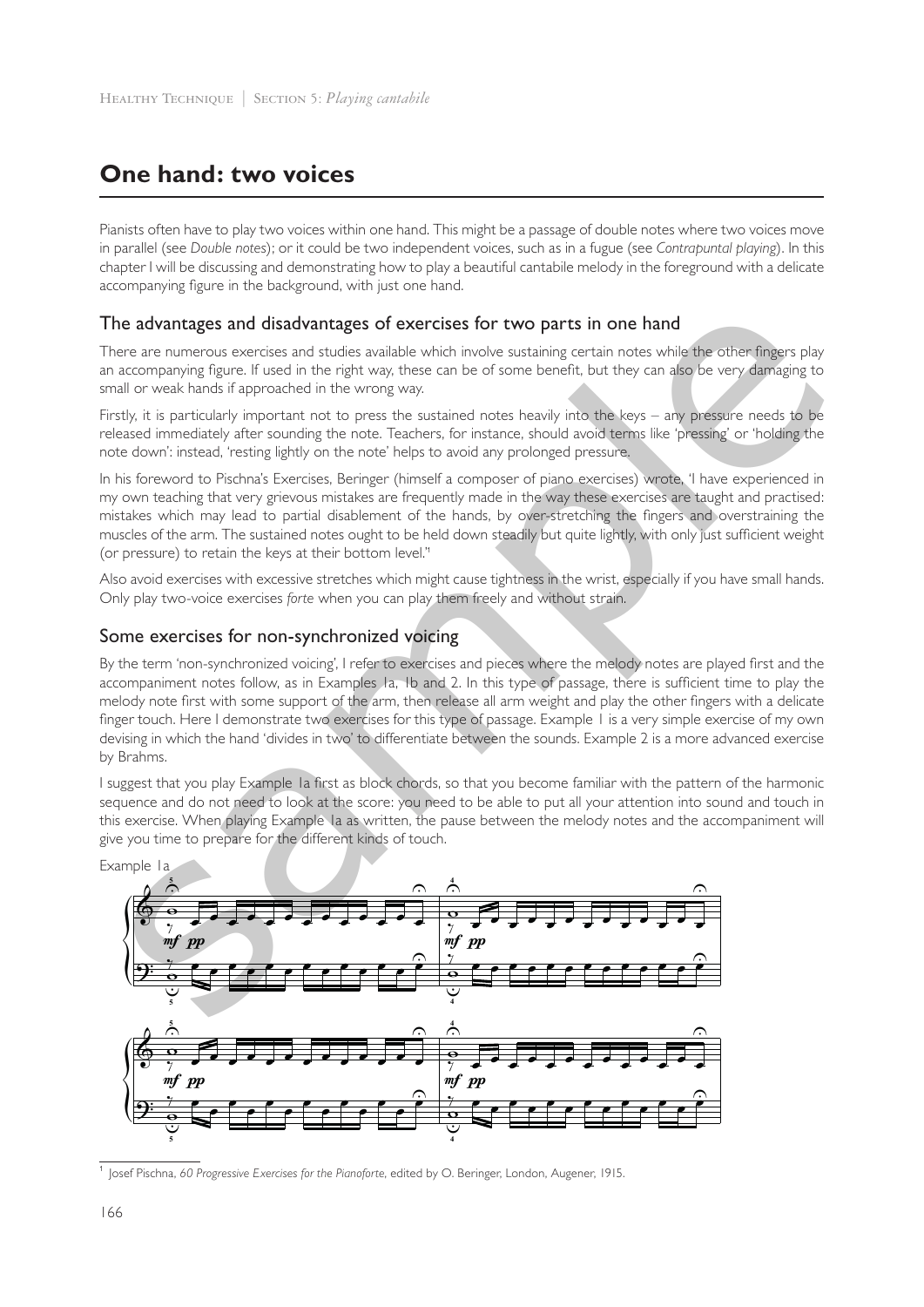# One hand: two voices

Pianists often have to play two voices within one hand. This might be a passage of double notes where two voices move in parallel (see *Double notes*); or it could be two independent voices, such as in a fugue (see *Contrapuntal playing*). In this chapter I will be discussing and demonstrating how to play a beautiful cantabile melody in the foreground with a delicate accompanying figure in the background, with just one hand.

## The advantages and disadvantages of exercises for two parts in one hand

There are numerous exercises and studies available which involve sustaining certain notes while the other fingers play an accompanying figure. If used in the right way, these can be of some benefit, but they can also be very damaging to small or weak hands if approached in the wrong way.

Firstly, it is particularly important not to press the sustained notes heavily into the keys – any pressure needs to be released immediately after sounding the note. Teachers, for instance, should avoid terms like 'pressing' or 'holding the note down': instead, 'resting lightly on the note' helps to avoid any prolonged pressure.

In his foreword to Pischna's Exercises, Beringer (himself a composer of piano exercises) wrote, 'I have experienced in my own teaching that very grievous mistakes are frequently made in the way these exercises are taught and practised: mistakes which may lead to partial disablement of the hands, by over-stretching the fingers and overstraining the muscles of the arm. The sustained notes ought to be held down steadily but quite lightly, with only just sufficient weight (or pressure) to retain the keys at their bottom level.'[1]

Also avoid exercises with excessive stretches which might cause tightness in the wrist, especially if you have small hands. Only play two-voice exercises *forte* when you can play them freely and without strain.

## Some exercises for non-synchronized voicing

By the term 'non-synchronized voicing', I refer to exercises and pieces where the melody notes are played first and the accompaniment notes follow, as in Examples 1a, 1b and 2. In this type of passage, there is sufficient time to play the melody note first with some support of the arm, then release all arm weight and play the other fingers with a delicate finger touch. Here I demonstrate two exercises for this type of passage. Example 1 is a very simple exercise of my own devising in which the hand 'divides in two' to differentiate between the sounds. Example 2 is a more advanced exercise by Brahms.

I suggest that you play Example 1a first as block chords, so that you become familiar with the pattern of the harmonic sequence and do not need to look at the score: you need to be able to put all your attention into sound and touch in this exercise. When playing Example 1a as written, the pause between the melody notes and the accompaniment will give you time to prepare for the different kinds of touch.

Example 1a

[1] Josef Pischna, *60 Progressive Exercises for the Pianoforte*, edited by O. Beringer, London, Augener, 1915.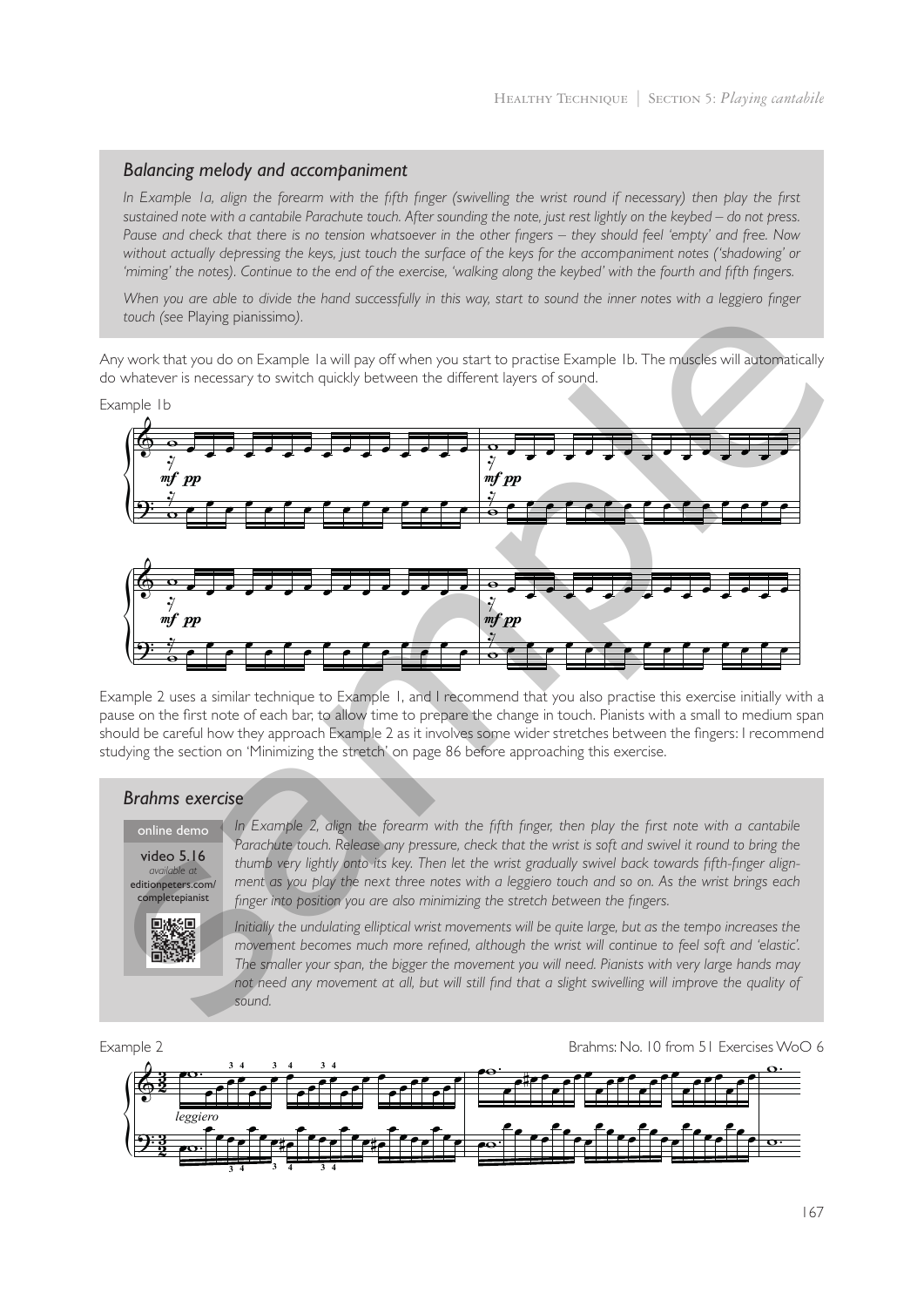### *Balancing melody and accompaniment*

*In Example 1a, align the forearm with the fifth finger (swivelling the wrist round if necessary) then play the first sustained note with a cantabile Parachute touch. After sounding the note, just rest lightly on the keybed – do not press. Pause and check that there is no tension whatsoever in the other fingers – they should feel 'empty' and free. Now without actually depressing the keys, just touch the surface of the keys for the accompaniment notes ('shadowing' or 'miming' the notes). Continue to the end of the exercise, 'walking along the keybed' with the fourth and fifth fingers.*

*When you are able to divide the hand successfully in this way, start to sound the inner notes with a leggiero finger touch (see* Playing pianissimo*).*

Any work that you do on Example 1a will pay off when you start to practise Example 1b. The muscles will automatically do whatever is necessary to switch quickly between the different layers of sound.

Example 1b

Example 2 uses a similar technique to Example 1, and I recommend that you also practise this exercise initially with a pause on the first note of each bar, to allow time to prepare the change in touch. Pianists with a small to medium span should be careful how they approach Example 2 as it involves some wider stretches between the fingers: I recommend studying the section on 'Minimizing the stretch' on page 86 before approaching this exercise.

### *Brahms exercise*

online demo

video 5.16
*available at*
editionpeters.com/completepianist

*In Example 2, align the forearm with the fifth finger, then play the first note with a cantabile Parachute touch. Release any pressure, check that the wrist is soft and swivel it round to bring the thumb very lightly onto its key. Then let the wrist gradually swivel back towards fifth-finger alignment as you play the next three notes with a leggiero touch and so on. As the wrist brings each finger into position you are also minimizing the stretch between the fingers.*

*Initially the undulating elliptical wrist movements will be quite large, but as the tempo increases the movement becomes much more refined, although the wrist will continue to feel soft and 'elastic'. The smaller your span, the bigger the movement you will need. Pianists with very large hands may not need any movement at all, but will still find that a slight swivelling will improve the quality of sound.*

Example 2

Brahms: No. 10 from 51 Exercises WoO 6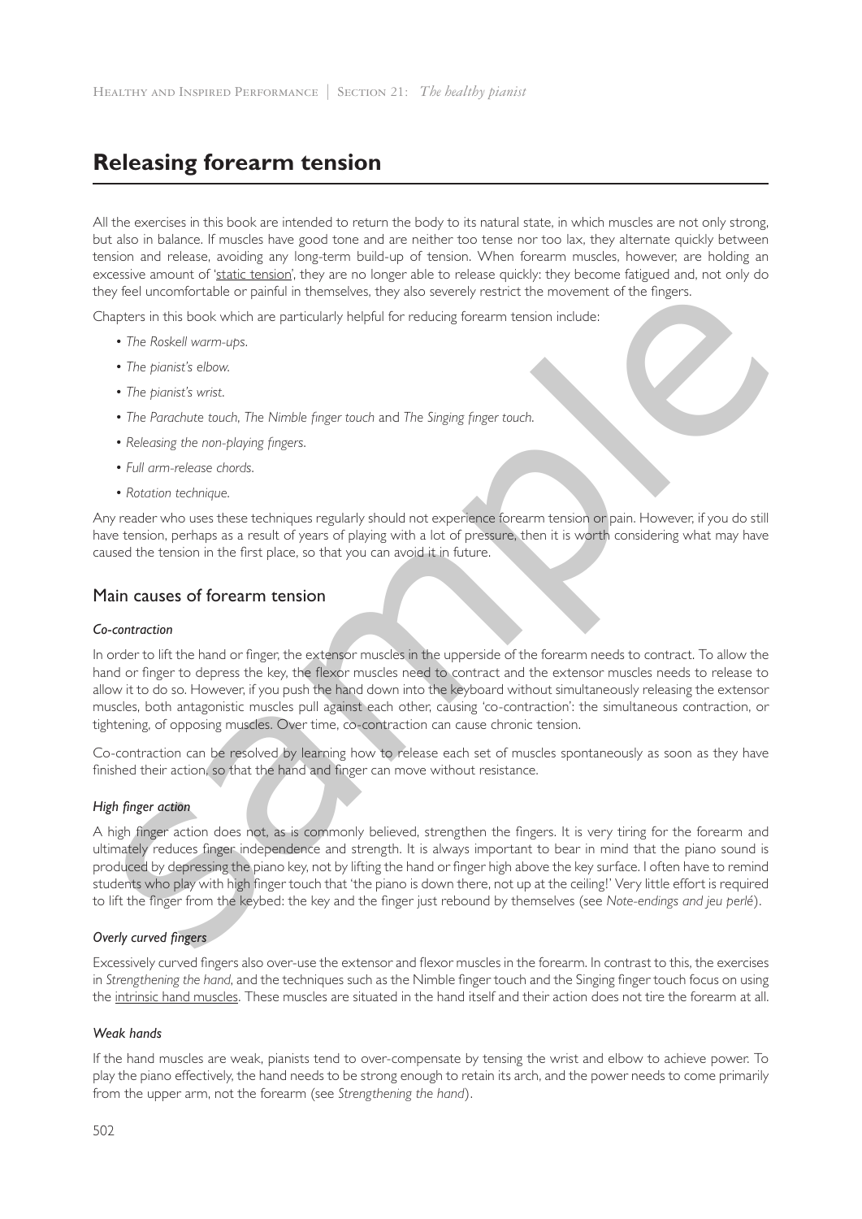# Releasing forearm tension

All the exercises in this book are intended to return the body to its natural state, in which muscles are not only strong, but also in balance. If muscles have good tone and are neither too tense nor too lax, they alternate quickly between tension and release, avoiding any long-term build-up of tension. When forearm muscles, however, are holding an excessive amount of 'static tension', they are no longer able to release quickly: they become fatigued and, not only do they feel uncomfortable or painful in themselves, they also severely restrict the movement of the fingers.

Chapters in this book which are particularly helpful for reducing forearm tension include:

- *The Roskell warm-ups.*
- *The pianist's elbow.*
- *The pianist's wrist.*
- *The Parachute touch, The Nimble finger touch* and *The Singing finger touch.*
- *Releasing the non-playing fingers.*
- *Full arm-release chords.*
- *Rotation technique.*

Any reader who uses these techniques regularly should not experience forearm tension or pain. However, if you do still have tension, perhaps as a result of years of playing with a lot of pressure, then it is worth considering what may have caused the tension in the first place, so that you can avoid it in future.

## Main causes of forearm tension

#### *Co-contraction*

In order to lift the hand or finger, the extensor muscles in the upperside of the forearm needs to contract. To allow the hand or finger to depress the key, the flexor muscles need to contract and the extensor muscles needs to release to allow it to do so. However, if you push the hand down into the keyboard without simultaneously releasing the extensor muscles, both antagonistic muscles pull against each other, causing 'co-contraction': the simultaneous contraction, or tightening, of opposing muscles. Over time, co-contraction can cause chronic tension.

Co-contraction can be resolved by learning how to release each set of muscles spontaneously as soon as they have finished their action, so that the hand and finger can move without resistance.

#### *High finger action*

A high finger action does not, as is commonly believed, strengthen the fingers. It is very tiring for the forearm and ultimately reduces finger independence and strength. It is always important to bear in mind that the piano sound is produced by depressing the piano key, not by lifting the hand or finger high above the key surface. I often have to remind students who play with high finger touch that 'the piano is down there, not up at the ceiling!' Very little effort is required to lift the finger from the keybed: the key and the finger just rebound by themselves (see *Note-endings and jeu perlé*).

#### *Overly curved fingers*

Excessively curved fingers also over-use the extensor and flexor muscles in the forearm. In contrast to this, the exercises in *Strengthening the hand*, and the techniques such as the Nimble finger touch and the Singing finger touch focus on using the intrinsic hand muscles. These muscles are situated in the hand itself and their action does not tire the forearm at all.

#### *Weak hands*

If the hand muscles are weak, pianists tend to over-compensate by tensing the wrist and elbow to achieve power. To play the piano effectively, the hand needs to be strong enough to retain its arch, and the power needs to come primarily from the upper arm, not the forearm (see *Strengthening the hand*).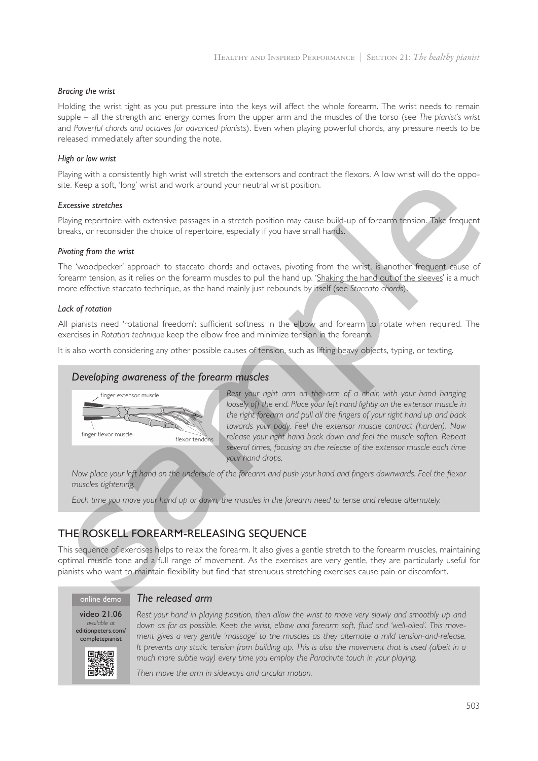*Bracing the wrist*

Holding the wrist tight as you put pressure into the keys will affect the whole forearm. The wrist needs to remain supple – all the strength and energy comes from the upper arm and the muscles of the torso (see *The pianist's wrist* and *Powerful chords and octaves for advanced pianists*). Even when playing powerful chords, any pressure needs to be released immediately after sounding the note.

*High or low wrist*

Playing with a consistently high wrist will stretch the extensors and contract the flexors. A low wrist will do the opposite. Keep a soft, 'long' wrist and work around your neutral wrist position.

*Excessive stretches*

Playing repertoire with extensive passages in a stretch position may cause build-up of forearm tension. Take frequent breaks, or reconsider the choice of repertoire, especially if you have small hands.

*Pivoting from the wrist*

The 'woodpecker' approach to staccato chords and octaves, pivoting from the wrist, is another frequent cause of forearm tension, as it relies on the forearm muscles to pull the hand up. 'Shaking the hand out of the sleeves' is a much more effective staccato technique, as the hand mainly just rebounds by itself (see *Staccato chords*).

*Lack of rotation*

All pianists need 'rotational freedom': sufficient softness in the elbow and forearm to rotate when required. The exercises in *Rotation technique* keep the elbow free and minimize tension in the forearm.

It is also worth considering any other possible causes of tension, such as lifting heavy objects, typing, or texting.

### *Developing awareness of the forearm muscles*

finger extensor muscle

finger flexor muscle

flexor tendons

*Rest your right arm on the arm of a chair, with your hand hanging loosely off the end. Place your left hand lightly on the extensor muscle in the right forearm and pull all the fingers of your right hand up and back towards your body. Feel the extensor muscle contract (harden). Now release your right hand back down and feel the muscle soften. Repeat several times, focusing on the release of the extensor muscle each time your hand drops.*

*Now place your left hand on the underside of the forearm and push your hand and fingers downwards. Feel the flexor muscles tightening.*

*Each time you move your hand up or down, the muscles in the forearm need to tense and release alternately.*

## THE ROSKELL FOREARM-RELEASING SEQUENCE

This sequence of exercises helps to relax the forearm. It also gives a gentle stretch to the forearm muscles, maintaining optimal muscle tone and a full range of movement. As the exercises are very gentle, they are particularly useful for pianists who want to maintain flexibility but find that strenuous stretching exercises cause pain or discomfort.

online demo

video 21.06

*available at*

editionpeters.com/completepianist

### *The released arm*

*Rest your hand in playing position, then allow the wrist to move very slowly and smoothly up and down as far as possible. Keep the wrist, elbow and forearm soft, fluid and 'well-oiled'. This movement gives a very gentle 'massage' to the muscles as they alternate a mild tension-and-release. It prevents any static tension from building up. This is also the movement that is used (albeit in a much more subtle way) every time you employ the Parachute touch in your playing.*

*Then move the arm in sideways and circular motion.*